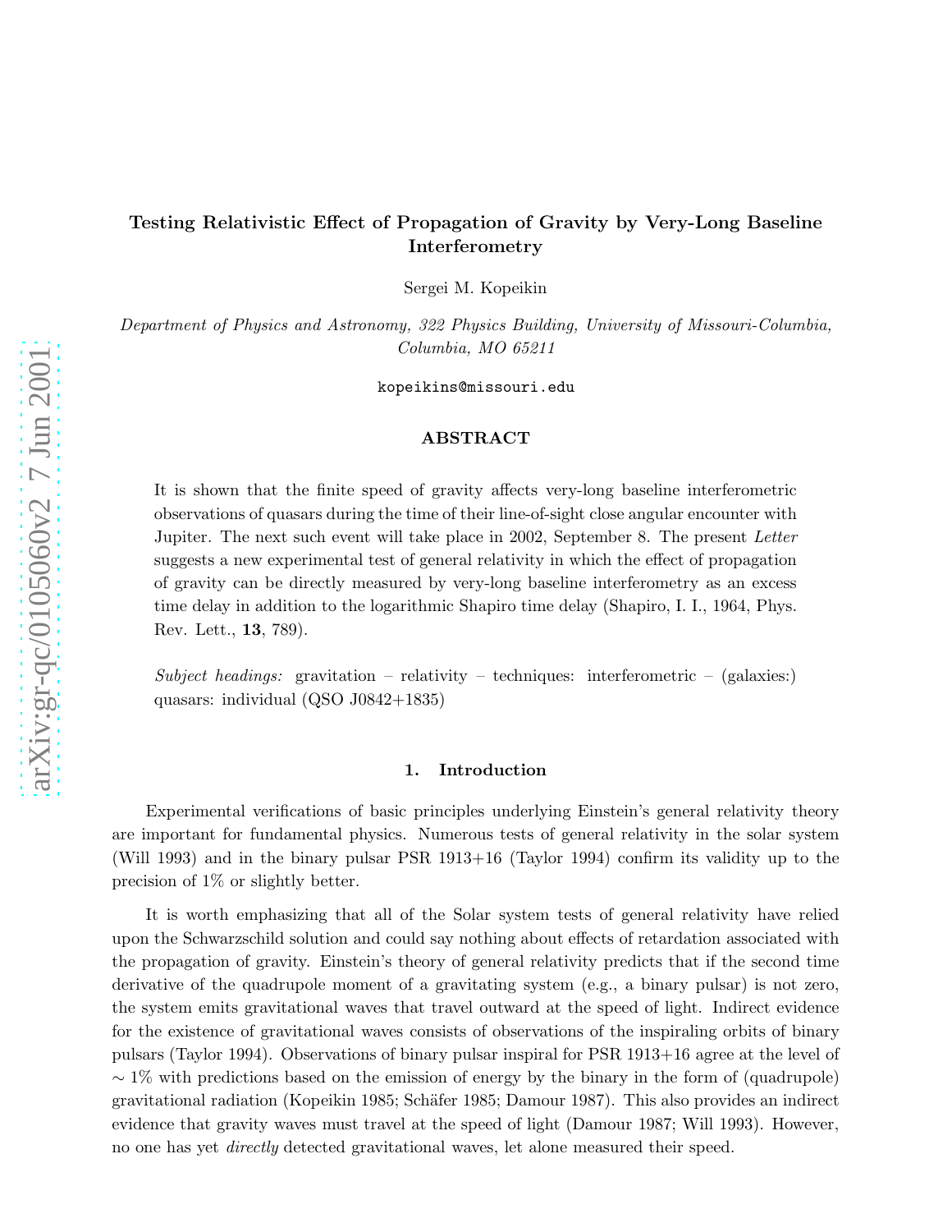# Testing Relativistic Effect of Propagation of Gravity by Very-Long Baseline Interferometry

Sergei M. Kopeikin

*Department of Physics and Astronomy, 322 Physics Building, University of Missouri-Columbia, Columbia, MO 65211*

kopeikins@missouri.edu

## ABSTRACT

It is shown that the finite speed of gravity affects very-long baseline interferometric observations of quasars during the time of their line-of-sight close angular encounter with Jupiter. The next such event will take place in 2002, September 8. The present *Letter* suggests a new experimental test of general relativity in which the effect of propagation of gravity can be directly measured by very-long baseline interferometry as an excess time delay in addition to the logarithmic Shapiro time delay (Shapiro, I. I., 1964, Phys. Rev. Lett., **13**, 789).

*Subject headings:* gravitation – relativity – techniques: interferometric – (galaxies:) quasars: individual (QSO J0842+1835)

## 1. Introduction

Experimental verifications of basic principles underlying Einstein's general relativity theory are important for fundamental physics. Numerous tests of general relativity in the solar system (Will 1993) and in the binary pulsar PSR 1913+16 (Taylor 1994) confirm its validity up to the precision of 1% or slightly better.

It is worth emphasizing that all of the Solar system tests of general relativity have relied upon the Schwarzschild solution and could say nothing about effects of retardation associated with the propagation of gravity. Einstein's theory of general relativity predicts that if the second time derivative of the quadrupole moment of a gravitating system (e.g., a binary pulsar) is not zero, the system emits gravitational waves that travel outward at the speed of light. Indirect evidence for the existence of gravitational waves consists of observations of the inspiraling orbits of binary pulsars (Taylor 1994). Observations of binary pulsar inspiral for PSR 1913+16 agree at the level of $\sim 1\%$ with predictions based on the emission of energy by the binary in the form of (quadrupole) gravitational radiation (Kopeikin 1985; Schäfer 1985; Damour 1987). This also provides an indirect evidence that gravity waves must travel at the speed of light (Damour 1987; Will 1993). However, no one has yet *directly* detected gravitational waves, let alone measured their speed.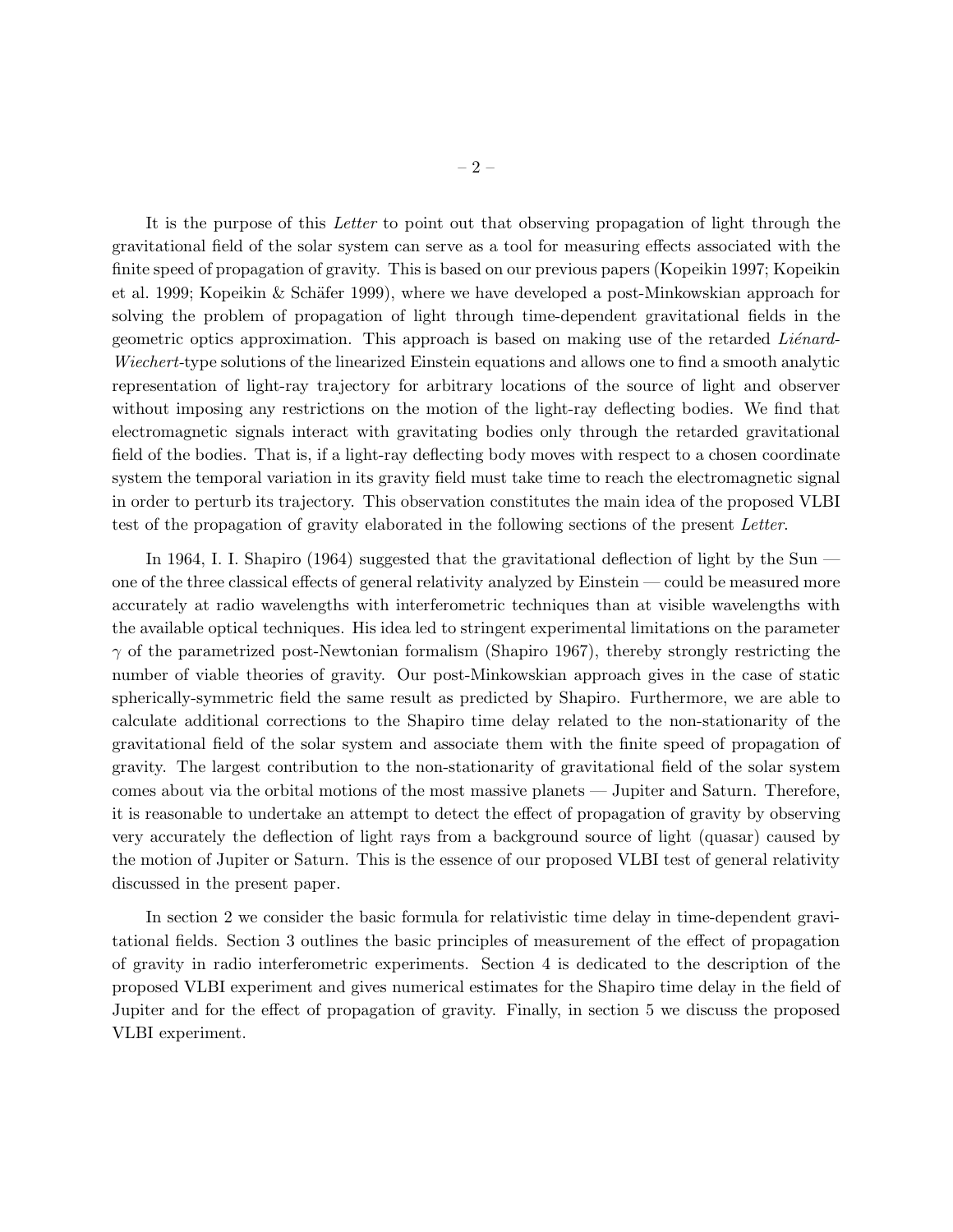It is the purpose of this *Letter* to point out that observing propagation of light through the gravitational field of the solar system can serve as a tool for measuring effects associated with the finite speed of propagation of gravity. This is based on our previous papers (Kopeikin 1997; Kopeikin et al. 1999; Kopeikin & Schäfer 1999), where we have developed a post-Minkowskian approach for solving the problem of propagation of light through time-dependent gravitational fields in the geometric optics approximation. This approach is based on making use of the retarded *Liénard-Wiechert*-type solutions of the linearized Einstein equations and allows one to find a smooth analytic representation of light-ray trajectory for arbitrary locations of the source of light and observer without imposing any restrictions on the motion of the light-ray deflecting bodies. We find that electromagnetic signals interact with gravitating bodies only through the retarded gravitational field of the bodies. That is, if a light-ray deflecting body moves with respect to a chosen coordinate system the temporal variation in its gravity field must take time to reach the electromagnetic signal in order to perturb its trajectory. This observation constitutes the main idea of the proposed VLBI test of the propagation of gravity elaborated in the following sections of the present *Letter*.

In 1964, I. I. Shapiro (1964) suggested that the gravitational deflection of light by the Sun — one of the three classical effects of general relativity analyzed by Einstein — could be measured more accurately at radio wavelengths with interferometric techniques than at visible wavelengths with the available optical techniques. His idea led to stringent experimental limitations on the parameter $\gamma$ of the parametrized post-Newtonian formalism (Shapiro 1967), thereby strongly restricting the number of viable theories of gravity. Our post-Minkowskian approach gives in the case of static spherically-symmetric field the same result as predicted by Shapiro. Furthermore, we are able to calculate additional corrections to the Shapiro time delay related to the non-stationarity of the gravitational field of the solar system and associate them with the finite speed of propagation of gravity. The largest contribution to the non-stationarity of gravitational field of the solar system comes about via the orbital motions of the most massive planets — Jupiter and Saturn. Therefore, it is reasonable to undertake an attempt to detect the effect of propagation of gravity by observing very accurately the deflection of light rays from a background source of light (quasar) caused by the motion of Jupiter or Saturn. This is the essence of our proposed VLBI test of general relativity discussed in the present paper.

In section 2 we consider the basic formula for relativistic time delay in time-dependent gravitational fields. Section 3 outlines the basic principles of measurement of the effect of propagation of gravity in radio interferometric experiments. Section 4 is dedicated to the description of the proposed VLBI experiment and gives numerical estimates for the Shapiro time delay in the field of Jupiter and for the effect of propagation of gravity. Finally, in section 5 we discuss the proposed VLBI experiment.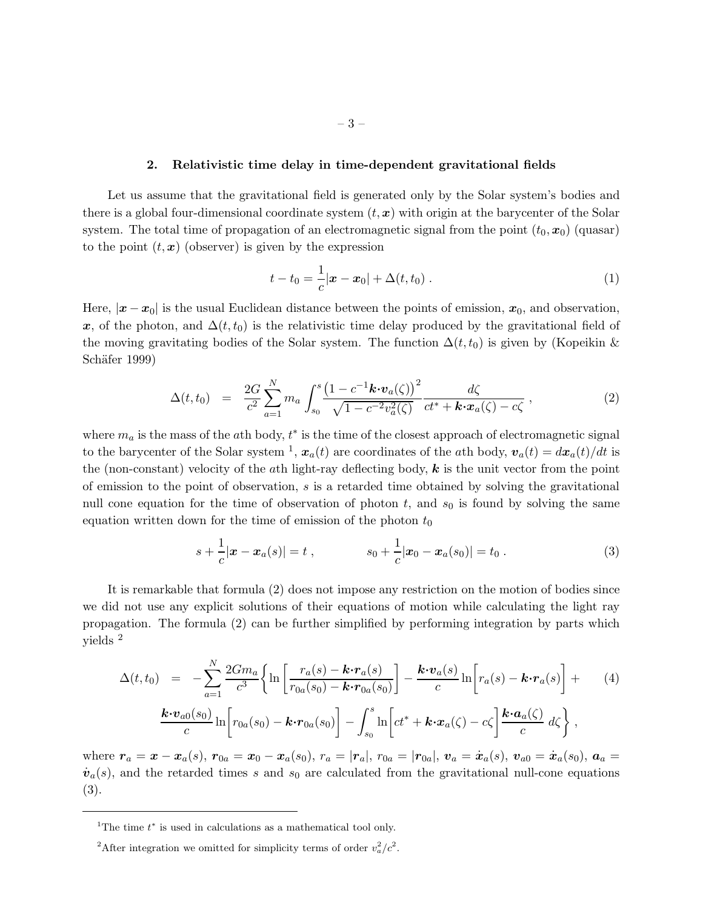## 2. Relativistic time delay in time-dependent gravitational fields

Let us assume that the gravitational field is generated only by the Solar system's bodies and there is a global four-dimensional coordinate system $(t, \boldsymbol{x})$ with origin at the barycenter of the Solar system. The total time of propagation of an electromagnetic signal from the point $(t_0, \boldsymbol{x}_0)$ (quasar) to the point $(t, \boldsymbol{x})$ (observer) is given by the expression

$$t - t_0 = \frac{1}{c}|\boldsymbol{x} - \boldsymbol{x}_0| + \Delta(t, t_0) \ . \tag{1}$$

Here, $|\boldsymbol{x} - \boldsymbol{x}_0|$ is the usual Euclidean distance between the points of emission, $\boldsymbol{x}_0$, and observation, $\boldsymbol{x}$, of the photon, and $\Delta(t, t_0)$ is the relativistic time delay produced by the gravitational field of the moving gravitating bodies of the Solar system. The function $\Delta(t, t_0)$ is given by (Kopeikin & Schäfer 1999)

$$\Delta(t, t_0) \quad = \quad \frac{2G}{c^2}\sum_{a=1}^{N} m_a \int_{s_0}^{s} \frac{\left(1 - c^{-1}\boldsymbol{k}\cdot\boldsymbol{v}_a(\zeta)\right)^2}{\sqrt{1 - c^{-2}v_a^2(\zeta)}} \frac{d\zeta}{ct^* + \boldsymbol{k}\cdot\boldsymbol{x}_a(\zeta) - c\zeta} \ , \tag{2}$$

where $m_a$ is the mass of the $a$th body, $t^*$ is the time of the closest approach of electromagnetic signal to the barycenter of the Solar system [1], $\boldsymbol{x}_a(t)$ are coordinates of the $a$th body, $\boldsymbol{v}_a(t) = d\boldsymbol{x}_a(t)/dt$ is the (non-constant) velocity of the $a$th light-ray deflecting body, $\boldsymbol{k}$ is the unit vector from the point of emission to the point of observation, $s$ is a retarded time obtained by solving the gravitational null cone equation for the time of observation of photon $t$, and $s_0$ is found by solving the same equation written down for the time of emission of the photon $t_0$

$$s + \frac{1}{c}|\boldsymbol{x} - \boldsymbol{x}_a(s)| = t \ , \qquad\qquad s_0 + \frac{1}{c}|\boldsymbol{x}_0 - \boldsymbol{x}_a(s_0)| = t_0 \ . \tag{3}$$

It is remarkable that formula (2) does not impose any restriction on the motion of bodies since we did not use any explicit solutions of their equations of motion while calculating the light ray propagation. The formula (2) can be further simplified by performing integration by parts which yields [2]

$$\begin{aligned}\Delta(t, t_0) \quad = \quad & -\sum_{a=1}^{N} \frac{2Gm_a}{c^3}\Bigg\{ \ln\left[\frac{r_a(s) - \boldsymbol{k}\cdot\boldsymbol{r}_a(s)}{r_{0a}(s_0) - \boldsymbol{k}\cdot\boldsymbol{r}_{0a}(s_0)}\right] - \frac{\boldsymbol{k}\cdot\boldsymbol{v}_a(s)}{c}\ln\Bigg[r_a(s) - \boldsymbol{k}\cdot\boldsymbol{r}_a(s)\Bigg] + \\ & \frac{\boldsymbol{k}\cdot\boldsymbol{v}_{a0}(s_0)}{c}\ln\Bigg[r_{0a}(s_0) - \boldsymbol{k}\cdot\boldsymbol{r}_{0a}(s_0)\Bigg] - \int_{s_0}^{s}\ln\Bigg[ct^* + \boldsymbol{k}\cdot\boldsymbol{x}_a(\zeta) - c\zeta\Bigg]\frac{\boldsymbol{k}\cdot\boldsymbol{a}_a(\zeta)}{c}\, d\zeta\Bigg\} \ ,\end{aligned} \tag{4}$$

where $\boldsymbol{r}_a = \boldsymbol{x} - \boldsymbol{x}_a(s)$, $\boldsymbol{r}_{0a} = \boldsymbol{x}_0 - \boldsymbol{x}_a(s_0)$, $r_a = |\boldsymbol{r}_a|$, $r_{0a} = |\boldsymbol{r}_{0a}|$, $\boldsymbol{v}_a = \dot{\boldsymbol{x}}_a(s)$, $\boldsymbol{v}_{a0} = \dot{\boldsymbol{x}}_a(s_0)$, $\boldsymbol{a}_a = \dot{\boldsymbol{v}}_a(s)$, and the retarded times $s$ and $s_0$ are calculated from the gravitational null-cone equations (3).

---

[1] The time $t^*$ is used in calculations as a mathematical tool only.

[2] After integration we omitted for simplicity terms of order $v_a^2/c^2$.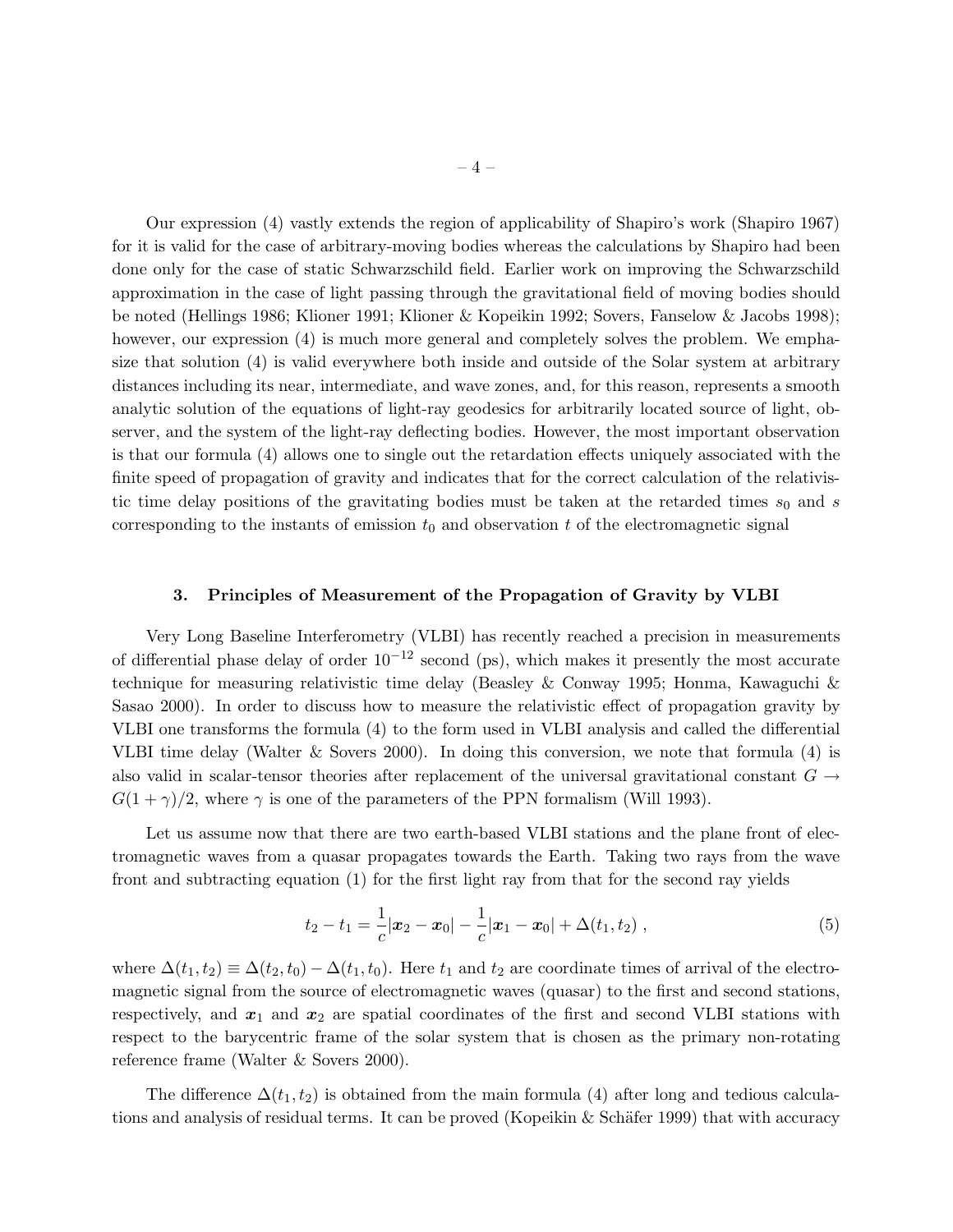Our expression (4) vastly extends the region of applicability of Shapiro's work (Shapiro 1967) for it is valid for the case of arbitrary-moving bodies whereas the calculations by Shapiro had been done only for the case of static Schwarzschild field. Earlier work on improving the Schwarzschild approximation in the case of light passing through the gravitational field of moving bodies should be noted (Hellings 1986; Klioner 1991; Klioner & Kopeikin 1992; Sovers, Fanselow & Jacobs 1998); however, our expression (4) is much more general and completely solves the problem. We emphasize that solution (4) is valid everywhere both inside and outside of the Solar system at arbitrary distances including its near, intermediate, and wave zones, and, for this reason, represents a smooth analytic solution of the equations of light-ray geodesics for arbitrarily located source of light, observer, and the system of the light-ray deflecting bodies. However, the most important observation is that our formula (4) allows one to single out the retardation effects uniquely associated with the finite speed of propagation of gravity and indicates that for the correct calculation of the relativistic time delay positions of the gravitating bodies must be taken at the retarded times $s_0$ and $s$ corresponding to the instants of emission $t_0$ and observation $t$ of the electromagnetic signal

### 3. Principles of Measurement of the Propagation of Gravity by VLBI

Very Long Baseline Interferometry (VLBI) has recently reached a precision in measurements of differential phase delay of order $10^{-12}$ second (ps), which makes it presently the most accurate technique for measuring relativistic time delay (Beasley & Conway 1995; Honma, Kawaguchi & Sasao 2000). In order to discuss how to measure the relativistic effect of propagation gravity by VLBI one transforms the formula (4) to the form used in VLBI analysis and called the differential VLBI time delay (Walter & Sovers 2000). In doing this conversion, we note that formula (4) is also valid in scalar-tensor theories after replacement of the universal gravitational constant $G \rightarrow G(1+\gamma)/2$, where $\gamma$ is one of the parameters of the PPN formalism (Will 1993).

Let us assume now that there are two earth-based VLBI stations and the plane front of electromagnetic waves from a quasar propagates towards the Earth. Taking two rays from the wave front and subtracting equation (1) for the first light ray from that for the second ray yields

$$t_2 - t_1 = \frac{1}{c}|\boldsymbol{x}_2 - \boldsymbol{x}_0| - \frac{1}{c}|\boldsymbol{x}_1 - \boldsymbol{x}_0| + \Delta(t_1, t_2)\ , \tag{5}$$

where $\Delta(t_1, t_2) \equiv \Delta(t_2, t_0) - \Delta(t_1, t_0)$. Here $t_1$ and $t_2$ are coordinate times of arrival of the electromagnetic signal from the source of electromagnetic waves (quasar) to the first and second stations, respectively, and $\boldsymbol{x}_1$ and $\boldsymbol{x}_2$ are spatial coordinates of the first and second VLBI stations with respect to the barycentric frame of the solar system that is chosen as the primary non-rotating reference frame (Walter & Sovers 2000).

The difference $\Delta(t_1, t_2)$ is obtained from the main formula (4) after long and tedious calculations and analysis of residual terms. It can be proved (Kopeikin & Schäfer 1999) that with accuracy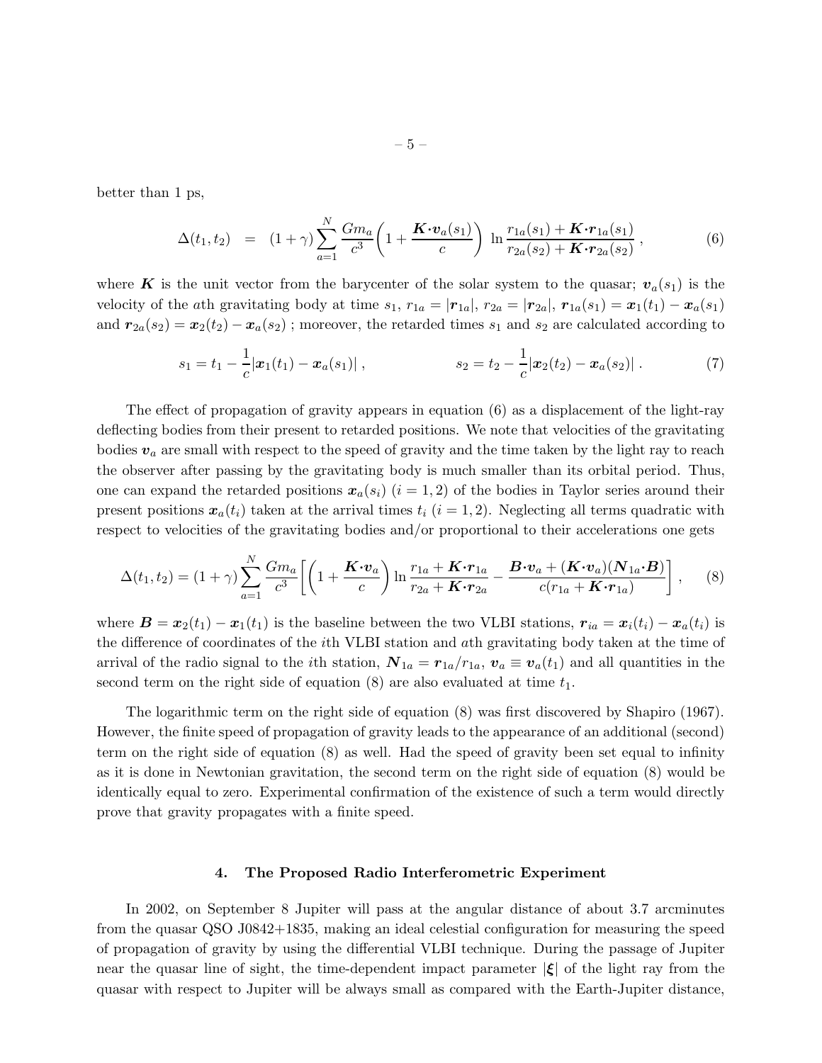better than 1 ps,

$$\Delta(t_1,t_2) \;\;=\;\; (1+\gamma)\sum_{a=1}^{N}\frac{Gm_a}{c^3}\left(1+\frac{\boldsymbol{K}\!\cdot\!\boldsymbol{v}_a(s_1)}{c}\right)\,\ln\frac{r_{1a}(s_1)+\boldsymbol{K}\!\cdot\!\boldsymbol{r}_{1a}(s_1)}{r_{2a}(s_2)+\boldsymbol{K}\!\cdot\!\boldsymbol{r}_{2a}(s_2)}\;, \tag{6}$$

where $\boldsymbol{K}$ is the unit vector from the barycenter of the solar system to the quasar; $\boldsymbol{v}_a(s_1)$ is the velocity of the $a$th gravitating body at time $s_1$, $r_{1a}=|\boldsymbol{r}_{1a}|$, $r_{2a}=|\boldsymbol{r}_{2a}|$, $\boldsymbol{r}_{1a}(s_1)=\boldsymbol{x}_1(t_1)-\boldsymbol{x}_a(s_1)$ and $\boldsymbol{r}_{2a}(s_2)=\boldsymbol{x}_2(t_2)-\boldsymbol{x}_a(s_2)$ ; moreover, the retarded times $s_1$ and $s_2$ are calculated according to

$$s_1=t_1-\frac{1}{c}|\boldsymbol{x}_1(t_1)-\boldsymbol{x}_a(s_1)|\;, \qquad\qquad s_2=t_2-\frac{1}{c}|\boldsymbol{x}_2(t_2)-\boldsymbol{x}_a(s_2)|\;. \tag{7}$$

The effect of propagation of gravity appears in equation (6) as a displacement of the light-ray deflecting bodies from their present to retarded positions. We note that velocities of the gravitating bodies $\boldsymbol{v}_a$ are small with respect to the speed of gravity and the time taken by the light ray to reach the observer after passing by the gravitating body is much smaller than its orbital period. Thus, one can expand the retarded positions $\boldsymbol{x}_a(s_i)$ $(i=1,2)$ of the bodies in Taylor series around their present positions $\boldsymbol{x}_a(t_i)$ taken at the arrival times $t_i$ $(i=1,2)$. Neglecting all terms quadratic with respect to velocities of the gravitating bodies and/or proportional to their accelerations one gets

$$\Delta(t_1,t_2)=(1+\gamma)\sum_{a=1}^{N}\frac{Gm_a}{c^3}\left[\left(1+\frac{\boldsymbol{K}\!\cdot\!\boldsymbol{v}_a}{c}\right)\ln\frac{r_{1a}+\boldsymbol{K}\!\cdot\!\boldsymbol{r}_{1a}}{r_{2a}+\boldsymbol{K}\!\cdot\!\boldsymbol{r}_{2a}}-\frac{\boldsymbol{B}\!\cdot\!\boldsymbol{v}_a+(\boldsymbol{K}\!\cdot\!\boldsymbol{v}_a)(\boldsymbol{N}_{1a}\!\cdot\!\boldsymbol{B})}{c(r_{1a}+\boldsymbol{K}\!\cdot\!\boldsymbol{r}_{1a})}\right]\;, \tag{8}$$

where $\boldsymbol{B}=\boldsymbol{x}_2(t_1)-\boldsymbol{x}_1(t_1)$ is the baseline between the two VLBI stations, $\boldsymbol{r}_{ia}=\boldsymbol{x}_i(t_i)-\boldsymbol{x}_a(t_i)$ is the difference of coordinates of the $i$th VLBI station and $a$th gravitating body taken at the time of arrival of the radio signal to the $i$th station, $\boldsymbol{N}_{1a}=\boldsymbol{r}_{1a}/r_{1a}$, $\boldsymbol{v}_a\equiv\boldsymbol{v}_a(t_1)$ and all quantities in the second term on the right side of equation (8) are also evaluated at time $t_1$.

The logarithmic term on the right side of equation (8) was first discovered by Shapiro (1967). However, the finite speed of propagation of gravity leads to the appearance of an additional (second) term on the right side of equation (8) as well. Had the speed of gravity been set equal to infinity as it is done in Newtonian gravitation, the second term on the right side of equation (8) would be identically equal to zero. Experimental confirmation of the existence of such a term would directly prove that gravity propagates with a finite speed.

## 4. The Proposed Radio Interferometric Experiment

In 2002, on September 8 Jupiter will pass at the angular distance of about 3.7 arcminutes from the quasar QSO J0842+1835, making an ideal celestial configuration for measuring the speed of propagation of gravity by using the differential VLBI technique. During the passage of Jupiter near the quasar line of sight, the time-dependent impact parameter $|\boldsymbol{\xi}|$ of the light ray from the quasar with respect to Jupiter will be always small as compared with the Earth-Jupiter distance,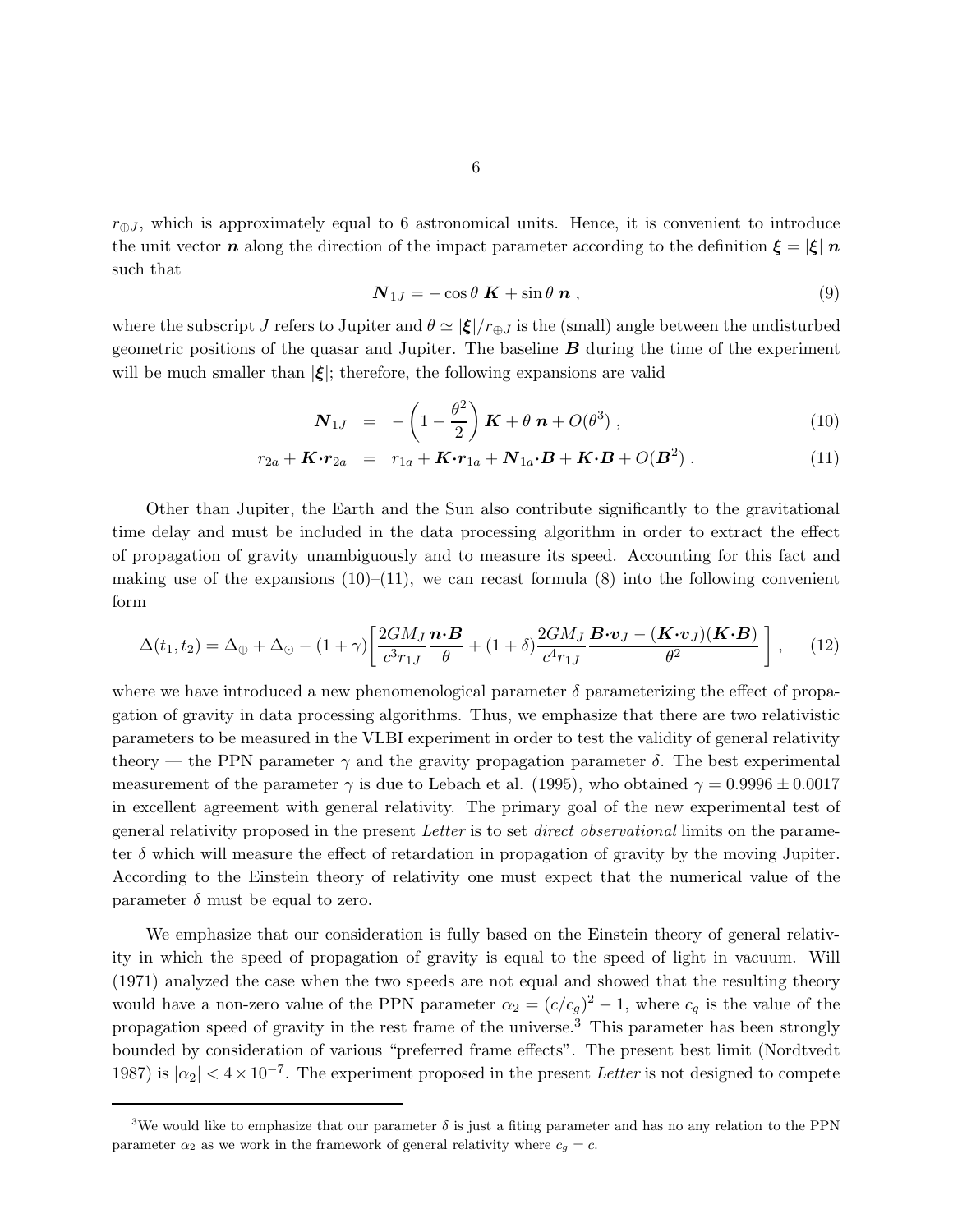$r_{\oplus J}$, which is approximately equal to 6 astronomical units. Hence, it is convenient to introduce the unit vector $\boldsymbol{n}$ along the direction of the impact parameter according to the definition $\boldsymbol{\xi} = |\boldsymbol{\xi}|\, \boldsymbol{n}$ such that

$$\boldsymbol{N}_{1J} = -\cos\theta\, \boldsymbol{K} + \sin\theta\, \boldsymbol{n}\ , \tag{9}$$

where the subscript $J$ refers to Jupiter and $\theta \simeq |\boldsymbol{\xi}|/r_{\oplus J}$ is the (small) angle between the undisturbed geometric positions of the quasar and Jupiter. The baseline $\boldsymbol{B}$ during the time of the experiment will be much smaller than $|\boldsymbol{\xi}|$; therefore, the following expansions are valid

$$\boldsymbol{N}_{1J} = -\left(1 - \frac{\theta^2}{2}\right)\boldsymbol{K} + \theta\, \boldsymbol{n} + O(\theta^3)\ , \tag{10}$$

$$r_{2a} + \boldsymbol{K}\cdot\boldsymbol{r}_{2a} = r_{1a} + \boldsymbol{K}\cdot\boldsymbol{r}_{1a} + \boldsymbol{N}_{1a}\cdot\boldsymbol{B} + \boldsymbol{K}\cdot\boldsymbol{B} + O(\boldsymbol{B}^2)\ . \tag{11}$$

Other than Jupiter, the Earth and the Sun also contribute significantly to the gravitational time delay and must be included in the data processing algorithm in order to extract the effect of propagation of gravity unambiguously and to measure its speed. Accounting for this fact and making use of the expansions (10)–(11), we can recast formula (8) into the following convenient form

$$\Delta(t_1, t_2) = \Delta_\oplus + \Delta_\odot - (1+\gamma)\left[\frac{2GM_J}{c^3 r_{1J}}\frac{\boldsymbol{n}\cdot\boldsymbol{B}}{\theta} + (1+\delta)\frac{2GM_J}{c^4 r_{1J}}\frac{\boldsymbol{B}\cdot\boldsymbol{v}_J - (\boldsymbol{K}\cdot\boldsymbol{v}_J)(\boldsymbol{K}\cdot\boldsymbol{B})}{\theta^2}\right]\ , \tag{12}$$

where we have introduced a new phenomenological parameter $\delta$ parameterizing the effect of propagation of gravity in data processing algorithms. Thus, we emphasize that there are two relativistic parameters to be measured in the VLBI experiment in order to test the validity of general relativity theory — the PPN parameter $\gamma$ and the gravity propagation parameter $\delta$. The best experimental measurement of the parameter $\gamma$ is due to Lebach et al. (1995), who obtained $\gamma = 0.9996 \pm 0.0017$ in excellent agreement with general relativity. The primary goal of the new experimental test of general relativity proposed in the present *Letter* is to set *direct observational* limits on the parameter $\delta$ which will measure the effect of retardation in propagation of gravity by the moving Jupiter. According to the Einstein theory of relativity one must expect that the numerical value of the parameter $\delta$ must be equal to zero.

We emphasize that our consideration is fully based on the Einstein theory of general relativity in which the speed of propagation of gravity is equal to the speed of light in vacuum. Will (1971) analyzed the case when the two speeds are not equal and showed that the resulting theory would have a non-zero value of the PPN parameter $\alpha_2 = (c/c_g)^2 - 1$, where $c_g$ is the value of the propagation speed of gravity in the rest frame of the universe.[3] This parameter has been strongly bounded by consideration of various "preferred frame effects". The present best limit (Nordtvedt 1987) is $|\alpha_2| < 4 \times 10^{-7}$. The experiment proposed in the present *Letter* is not designed to compete

[3]We would like to emphasize that our parameter $\delta$ is just a fiting parameter and has no any relation to the PPN parameter $\alpha_2$ as we work in the framework of general relativity where $c_g = c$.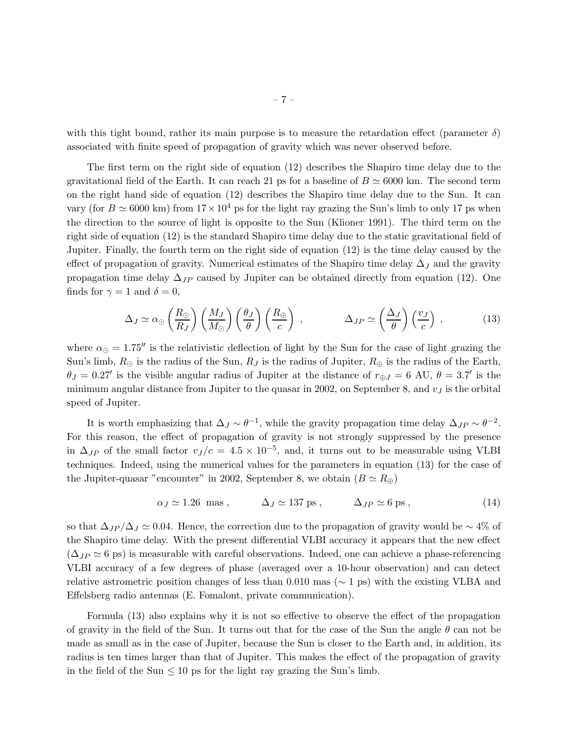with this tight bound, rather its main purpose is to measure the retardation effect (parameter $\delta$) associated with finite speed of propagation of gravity which was never observed before.

The first term on the right side of equation (12) describes the Shapiro time delay due to the gravitational field of the Earth. It can reach 21 ps for a baseline of $B \simeq 6000$ km. The second term on the right hand side of equation (12) describes the Shapiro time delay due to the Sun. It can vary (for $B \simeq 6000$ km) from $17 \times 10^4$ ps for the light ray grazing the Sun's limb to only 17 ps when the direction to the source of light is opposite to the Sun (Klioner 1991). The third term on the right side of equation (12) is the standard Shapiro time delay due to the static gravitational field of Jupiter. Finally, the fourth term on the right side of equation (12) is the time delay caused by the effect of propagation of gravity. Numerical estimates of the Shapiro time delay $\Delta_J$ and the gravity propagation time delay $\Delta_{JP}$ caused by Jupiter can be obtained directly from equation (12). One finds for $\gamma = 1$ and $\delta = 0$,

$$\Delta_J \simeq \alpha_\odot \left(\frac{R_\odot}{R_J}\right)\left(\frac{M_J}{M_\odot}\right)\left(\frac{\theta_J}{\theta}\right)\left(\frac{R_\oplus}{c}\right) , \qquad\qquad \Delta_{JP} \simeq \left(\frac{\Delta_J}{\theta}\right)\left(\frac{v_J}{c}\right) , \tag{13}$$

where $\alpha_\odot = 1.75''$ is the relativistic deflection of light by the Sun for the case of light grazing the Sun's limb, $R_\odot$ is the radius of the Sun, $R_J$ is the radius of Jupiter, $R_\oplus$ is the radius of the Earth, $\theta_J = 0.27'$ is the visible angular radius of Jupiter at the distance of $r_{\oplus J} = 6$ AU, $\theta = 3.7'$ is the minimum angular distance from Jupiter to the quasar in 2002, on September 8, and $v_J$ is the orbital speed of Jupiter.

It is worth emphasizing that $\Delta_J \sim \theta^{-1}$, while the gravity propagation time delay $\Delta_{JP} \sim \theta^{-2}$. For this reason, the effect of propagation of gravity is not strongly suppressed by the presence in $\Delta_{JP}$ of the small factor $v_J/c = 4.5 \times 10^{-5}$, and, it turns out to be measurable using VLBI techniques. Indeed, using the numerical values for the parameters in equation (13) for the case of the Jupiter-quasar "encounter" in 2002, September 8, we obtain ($B \simeq R_\oplus$)

$$\alpha_J \simeq 1.26 \ \text{ mas} , \qquad\qquad \Delta_J \simeq 137 \text{ ps} , \qquad\qquad \Delta_{JP} \simeq 6 \text{ ps} , \tag{14}$$

so that $\Delta_{JP}/\Delta_J \simeq 0.04$. Hence, the correction due to the propagation of gravity would be $\sim 4\%$ of the Shapiro time delay. With the present differential VLBI accuracy it appears that the new effect ($\Delta_{JP} \simeq 6$ ps) is measurable with careful observations. Indeed, one can achieve a phase-referencing VLBI accuracy of a few degrees of phase (averaged over a 10-hour observation) and can detect relative astrometric position changes of less than 0.010 mas ($\sim 1$ ps) with the existing VLBA and Effelsberg radio antennas (E. Fomalont, private communication).

Formula (13) also explains why it is not so effective to observe the effect of the propagation of gravity in the field of the Sun. It turns out that for the case of the Sun the angle $\theta$ can not be made as small as in the case of Jupiter, because the Sun is closer to the Earth and, in addition, its radius is ten times larger than that of Jupiter. This makes the effect of the propagation of gravity in the field of the Sun $\leq 10$ ps for the light ray grazing the Sun's limb.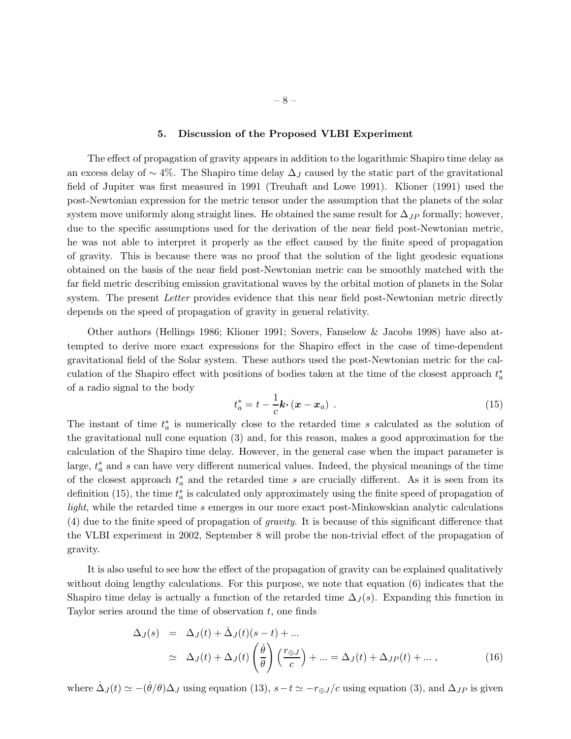## 5. Discussion of the Proposed VLBI Experiment

The effect of propagation of gravity appears in addition to the logarithmic Shapiro time delay as an excess delay of $\sim 4\%$. The Shapiro time delay $\Delta_J$ caused by the static part of the gravitational field of Jupiter was first measured in 1991 (Treuhaft and Lowe 1991). Klioner (1991) used the post-Newtonian expression for the metric tensor under the assumption that the planets of the solar system move uniformly along straight lines. He obtained the same result for $\Delta_{JP}$ formally; however, due to the specific assumptions used for the derivation of the near field post-Newtonian metric, he was not able to interpret it properly as the effect caused by the finite speed of propagation of gravity. This is because there was no proof that the solution of the light geodesic equations obtained on the basis of the near field post-Newtonian metric can be smoothly matched with the far field metric describing emission gravitational waves by the orbital motion of planets in the Solar system. The present *Letter* provides evidence that this near field post-Newtonian metric directly depends on the speed of propagation of gravity in general relativity.

Other authors (Hellings 1986; Klioner 1991; Sovers, Fanselow & Jacobs 1998) have also attempted to derive more exact expressions for the Shapiro effect in the case of time-dependent gravitational field of the Solar system. These authors used the post-Newtonian metric for the calculation of the Shapiro effect with positions of bodies taken at the time of the closest approach $t_a^*$ of a radio signal to the body

$$t_a^* = t - \frac{1}{c}\boldsymbol{k}\cdot(\boldsymbol{x} - \boldsymbol{x}_a) \ . \tag{15}$$

The instant of time $t_a^*$ is numerically close to the retarded time $s$ calculated as the solution of the gravitational null cone equation (3) and, for this reason, makes a good approximation for the calculation of the Shapiro time delay. However, in the general case when the impact parameter is large, $t_a^*$ and $s$ can have very different numerical values. Indeed, the physical meanings of the time of the closest approach $t_a^*$ and the retarded time $s$ are crucially different. As it is seen from its definition (15), the time $t_a^*$ is calculated only approximately using the finite speed of propagation of *light*, while the retarded time $s$ emerges in our more exact post-Minkowskian analytic calculations (4) due to the finite speed of propagation of *gravity*. It is because of this significant difference that the VLBI experiment in 2002, September 8 will probe the non-trivial effect of the propagation of gravity.

It is also useful to see how the effect of the propagation of gravity can be explained qualitatively without doing lengthy calculations. For this purpose, we note that equation (6) indicates that the Shapiro time delay is actually a function of the retarded time $\Delta_J(s)$. Expanding this function in Taylor series around the time of observation $t$, one finds

$$\begin{aligned}
\Delta_J(s) &= \Delta_J(t) + \dot{\Delta}_J(t)(s-t) + ... \\
&\simeq \Delta_J(t) + \Delta_J(t)\left(\frac{\dot{\theta}}{\theta}\right)\left(\frac{r_{\oplus J}}{c}\right) + ... = \Delta_J(t) + \Delta_{JP}(t) + ... \ ,
\end{aligned} \tag{16}$$

where $\dot{\Delta}_J(t) \simeq -(\dot{\theta}/\theta)\Delta_J$ using equation (13), $s - t \simeq -r_{\oplus J}/c$ using equation (3), and $\Delta_{JP}$ is given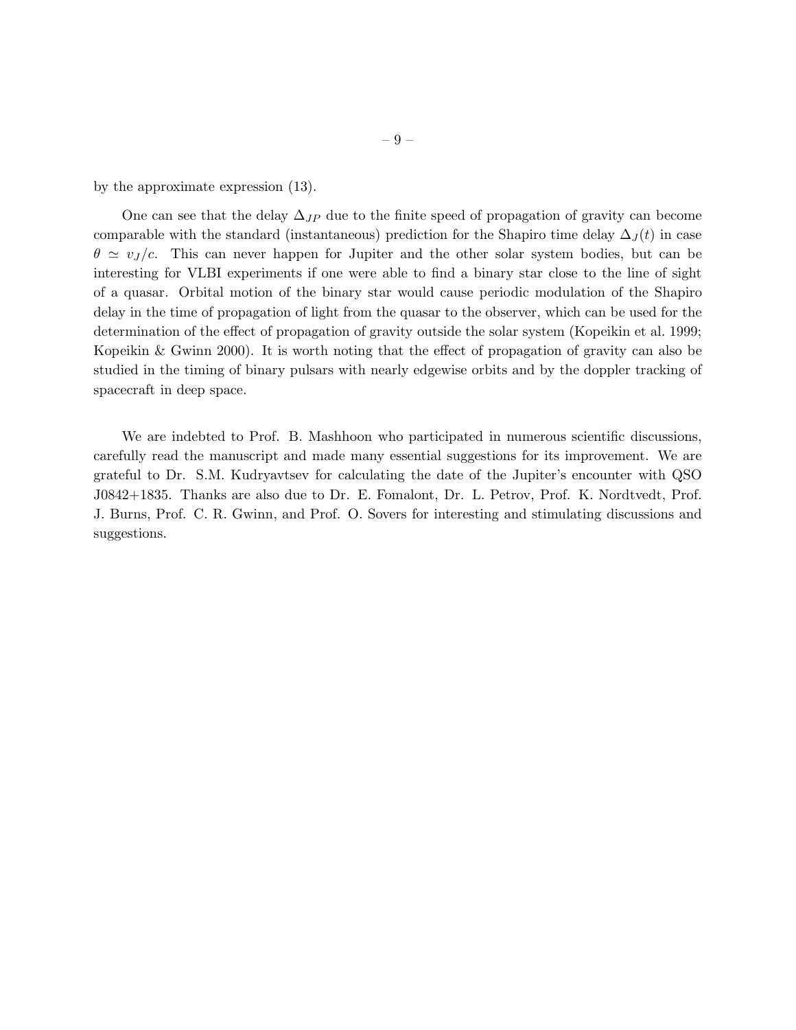by the approximate expression (13).

One can see that the delay $\Delta_{JP}$ due to the finite speed of propagation of gravity can become comparable with the standard (instantaneous) prediction for the Shapiro time delay $\Delta_J(t)$ in case $\theta \simeq v_J/c$. This can never happen for Jupiter and the other solar system bodies, but can be interesting for VLBI experiments if one were able to find a binary star close to the line of sight of a quasar. Orbital motion of the binary star would cause periodic modulation of the Shapiro delay in the time of propagation of light from the quasar to the observer, which can be used for the determination of the effect of propagation of gravity outside the solar system (Kopeikin et al. 1999; Kopeikin & Gwinn 2000). It is worth noting that the effect of propagation of gravity can also be studied in the timing of binary pulsars with nearly edgewise orbits and by the doppler tracking of spacecraft in deep space.

We are indebted to Prof. B. Mashhoon who participated in numerous scientific discussions, carefully read the manuscript and made many essential suggestions for its improvement. We are grateful to Dr. S.M. Kudryavtsev for calculating the date of the Jupiter's encounter with QSO J0842+1835. Thanks are also due to Dr. E. Fomalont, Dr. L. Petrov, Prof. K. Nordtvedt, Prof. J. Burns, Prof. C. R. Gwinn, and Prof. O. Sovers for interesting and stimulating discussions and suggestions.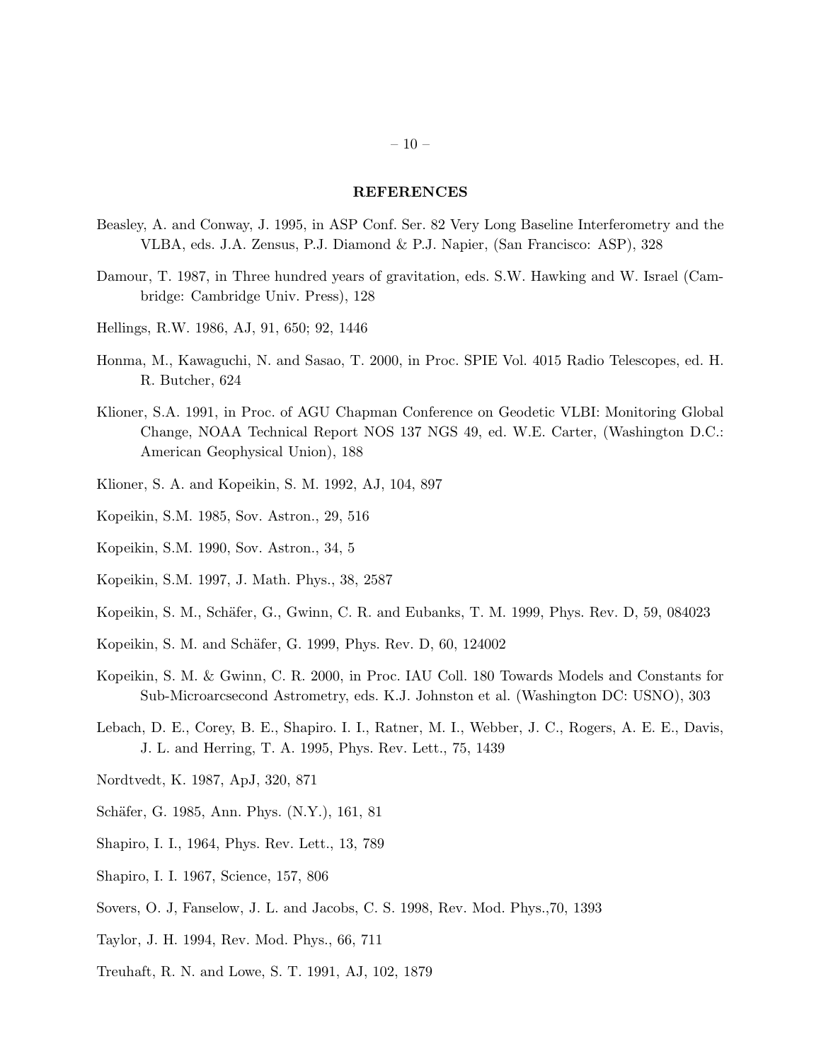## REFERENCES

Beasley, A. and Conway, J. 1995, in ASP Conf. Ser. 82 Very Long Baseline Interferometry and the VLBA, eds. J.A. Zensus, P.J. Diamond & P.J. Napier, (San Francisco: ASP), 328

Damour, T. 1987, in Three hundred years of gravitation, eds. S.W. Hawking and W. Israel (Cambridge: Cambridge Univ. Press), 128

Hellings, R.W. 1986, AJ, 91, 650; 92, 1446

Honma, M., Kawaguchi, N. and Sasao, T. 2000, in Proc. SPIE Vol. 4015 Radio Telescopes, ed. H. R. Butcher, 624

Klioner, S.A. 1991, in Proc. of AGU Chapman Conference on Geodetic VLBI: Monitoring Global Change, NOAA Technical Report NOS 137 NGS 49, ed. W.E. Carter, (Washington D.C.: American Geophysical Union), 188

Klioner, S. A. and Kopeikin, S. M. 1992, AJ, 104, 897

Kopeikin, S.M. 1985, Sov. Astron., 29, 516

Kopeikin, S.M. 1990, Sov. Astron., 34, 5

Kopeikin, S.M. 1997, J. Math. Phys., 38, 2587

Kopeikin, S. M., Schäfer, G., Gwinn, C. R. and Eubanks, T. M. 1999, Phys. Rev. D, 59, 084023

Kopeikin, S. M. and Schäfer, G. 1999, Phys. Rev. D, 60, 124002

Kopeikin, S. M. & Gwinn, C. R. 2000, in Proc. IAU Coll. 180 Towards Models and Constants for Sub-Microarcsecond Astrometry, eds. K.J. Johnston et al. (Washington DC: USNO), 303

Lebach, D. E., Corey, B. E., Shapiro. I. I., Ratner, M. I., Webber, J. C., Rogers, A. E. E., Davis, J. L. and Herring, T. A. 1995, Phys. Rev. Lett., 75, 1439

Nordtvedt, K. 1987, ApJ, 320, 871

Schäfer, G. 1985, Ann. Phys. (N.Y.), 161, 81

Shapiro, I. I., 1964, Phys. Rev. Lett., 13, 789

Shapiro, I. I. 1967, Science, 157, 806

Sovers, O. J, Fanselow, J. L. and Jacobs, C. S. 1998, Rev. Mod. Phys.,70, 1393

Taylor, J. H. 1994, Rev. Mod. Phys., 66, 711

Treuhaft, R. N. and Lowe, S. T. 1991, AJ, 102, 1879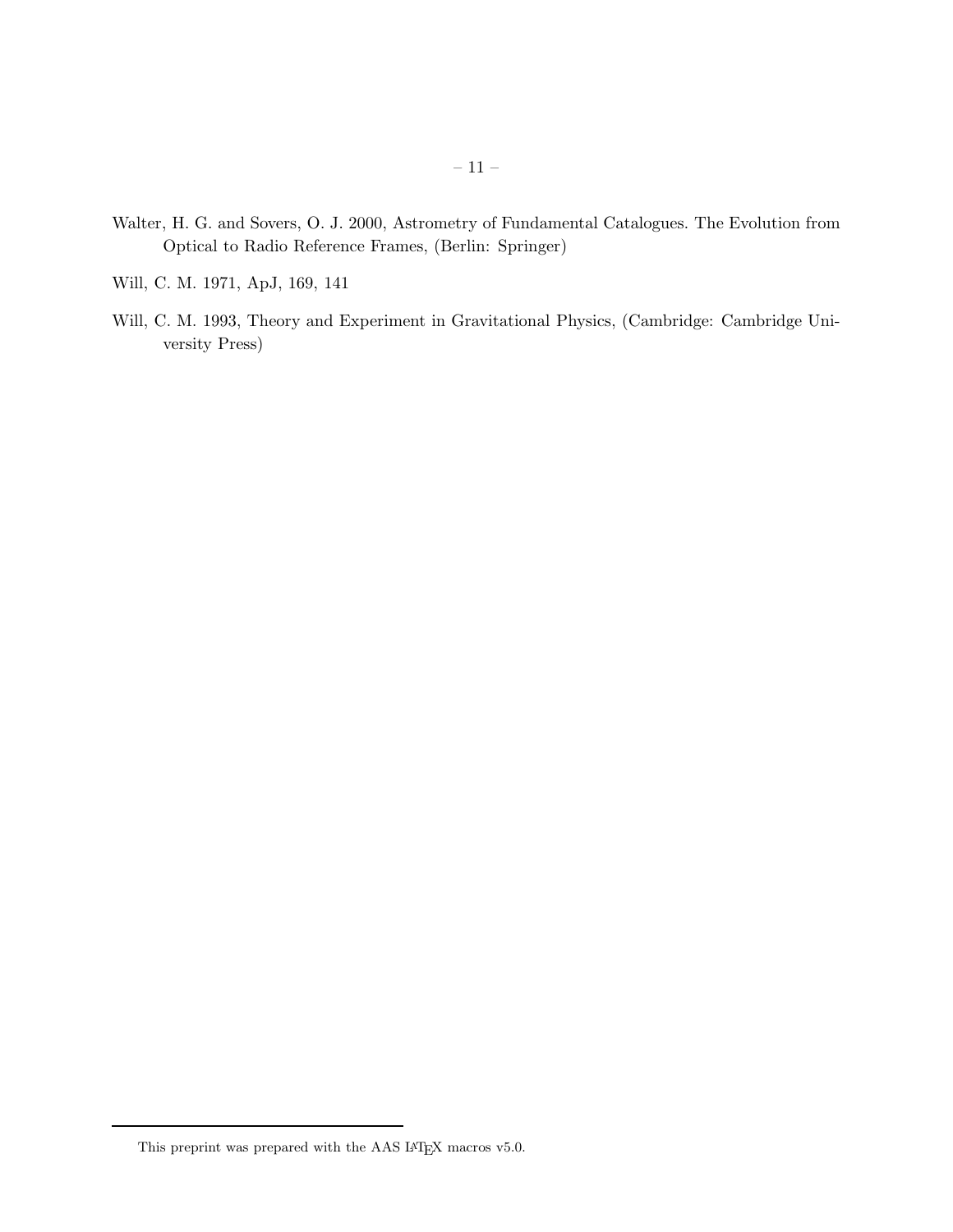Walter, H. G. and Sovers, O. J. 2000, Astrometry of Fundamental Catalogues. The Evolution from Optical to Radio Reference Frames, (Berlin: Springer)

Will, C. M. 1971, ApJ, 169, 141

Will, C. M. 1993, Theory and Experiment in Gravitational Physics, (Cambridge: Cambridge University Press)

---

This preprint was prepared with the AAS LaTeX macros v5.0.